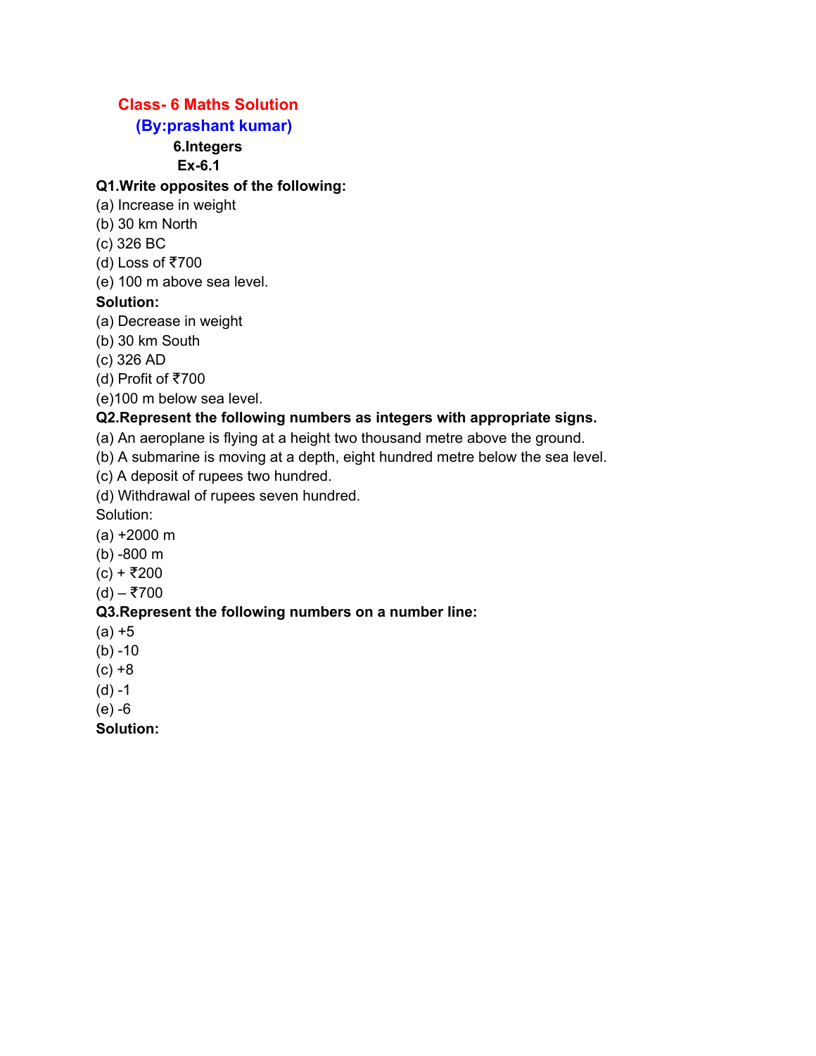# Class- 6 Maths Solution

## (By:prashant kumar)

### 6.Integers

### Ex-6.1

**Q1.Write opposites of the following:**

(a) Increase in weight
(b) 30 km North
(c) 326 BC
(d) Loss of ₹700
(e) 100 m above sea level.

**Solution:**

(a) Decrease in weight
(b) 30 km South
(c) 326 AD
(d) Profit of ₹700
(e)100 m below sea level.

**Q2.Represent the following numbers as integers with appropriate signs.**

(a) An aeroplane is flying at a height two thousand metre above the ground.
(b) A submarine is moving at a depth, eight hundred metre below the sea level.
(c) A deposit of rupees two hundred.
(d) Withdrawal of rupees seven hundred.

Solution:

(a) +2000 m
(b) -800 m
(c) + ₹200
(d) – ₹700

**Q3.Represent the following numbers on a number line:**

(a) +5
(b) -10
(c) +8
(d) -1
(e) -6

**Solution:**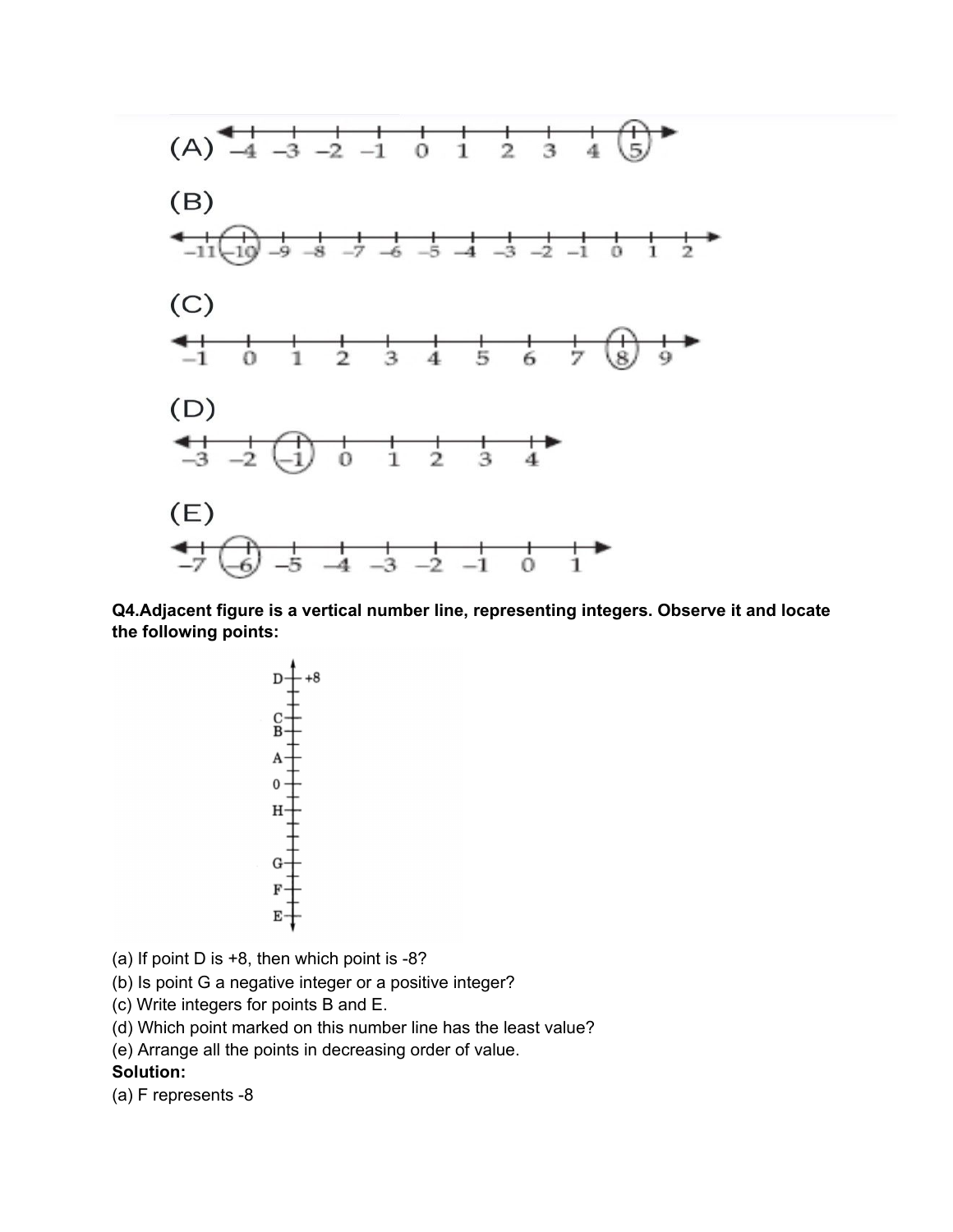(A)

(B)

(C)

(D)

(E)

**Q4.Adjacent figure is a vertical number line, representing integers. Observe it and locate the following points:**

(a) If point D is +8, then which point is -8?

(b) Is point G a negative integer or a positive integer?

(c) Write integers for points B and E.

(d) Which point marked on this number line has the least value?

(e) Arrange all the points in decreasing order of value.

**Solution:**

(a) F represents -8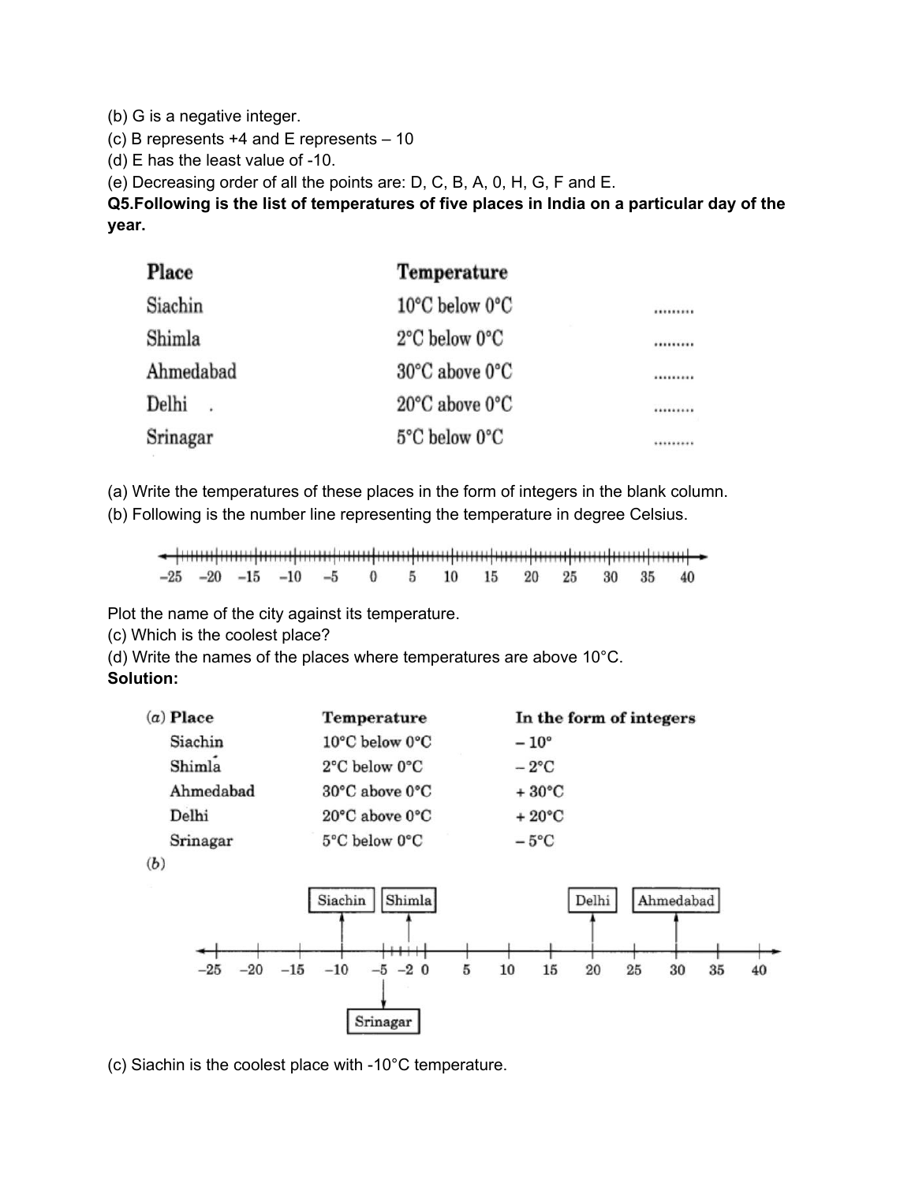(b) G is a negative integer.
(c) B represents +4 and E represents – 10
(d) E has the least value of -10.
(e) Decreasing order of all the points are: D, C, B, A, 0, H, G, F and E.

**Q5.Following is the list of temperatures of five places in India on a particular day of the year.**

| Place | Temperature | |
|---|---|---|
| Siachin | 10°C below 0°C | ......... |
| Shimla | 2°C below 0°C | ......... |
| Ahmedabad | 30°C above 0°C | ......... |
| Delhi | 20°C above 0°C | ......... |
| Srinagar | 5°C below 0°C | ......... |

(a) Write the temperatures of these places in the form of integers in the blank column.
(b) Following is the number line representing the temperature in degree Celsius.

–25 –20 –15 –10 –5 0 5 10 15 20 25 30 35 40

Plot the name of the city against its temperature.
(c) Which is the coolest place?
(d) Write the names of the places where temperatures are above 10°C.

**Solution:**

(a)

| Place | Temperature | In the form of integers |
|---|---|---|
| Siachin | 10°C below 0°C | – 10° |
| Shimla | 2°C below 0°C | – 2°C |
| Ahmedabad | 30°C above 0°C | + 30°C |
| Delhi | 20°C above 0°C | + 20°C |
| Srinagar | 5°C below 0°C | – 5°C |

(b)

Siachin, Shimla, Delhi, Ahmedabad, Srinagar

–25 –20 –15 –10 –5 –2 0 5 10 15 20 25 30 35 40

(c) Siachin is the coolest place with -10°C temperature.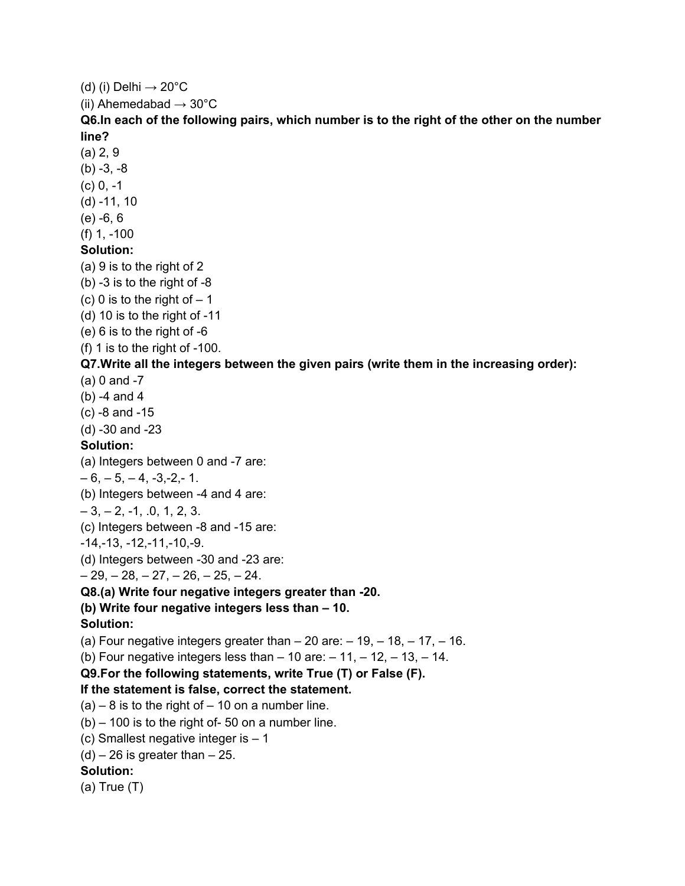(d) (i) Delhi → 20°C

(ii) Ahemedabad → 30°C

**Q6.In each of the following pairs, which number is to the right of the other on the number line?**

(a) 2, 9

(b) -3, -8

(c) 0, -1

(d) -11, 10

(e) -6, 6

(f) 1, -100

**Solution:**

(a) 9 is to the right of 2

(b) -3 is to the right of -8

(c) 0 is to the right of – 1

(d) 10 is to the right of -11

(e) 6 is to the right of -6

(f) 1 is to the right of -100.

**Q7.Write all the integers between the given pairs (write them in the increasing order):**

(a) 0 and -7

(b) -4 and 4

(c) -8 and -15

(d) -30 and -23

**Solution:**

(a) Integers between 0 and -7 are:

– 6, – 5, – 4, -3,-2,- 1.

(b) Integers between -4 and 4 are:

– 3, – 2, -1, .0, 1, 2, 3.

(c) Integers between -8 and -15 are:

-14,-13, -12,-11,-10,-9.

(d) Integers between -30 and -23 are:

– 29, – 28, – 27, – 26, – 25, – 24.

**Q8.(a) Write four negative integers greater than -20.**

**(b) Write four negative integers less than – 10.**

**Solution:**

(a) Four negative integers greater than – 20 are: – 19, – 18, – 17, – 16.

(b) Four negative integers less than – 10 are: – 11, – 12, – 13, – 14.

**Q9.For the following statements, write True (T) or False (F).**

**If the statement is false, correct the statement.**

(a) – 8 is to the right of – 10 on a number line.

(b) – 100 is to the right of- 50 on a number line.

(c) Smallest negative integer is – 1

(d) – 26 is greater than – 25.

**Solution:**

(a) True (T)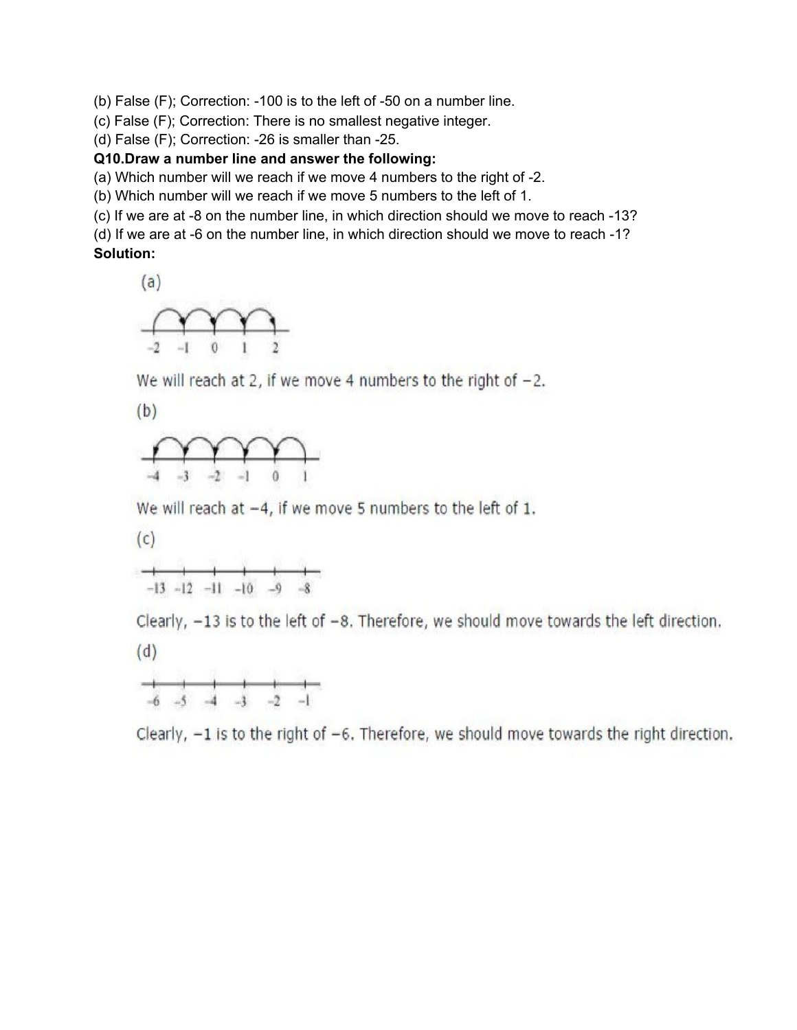(b) False (F); Correction: -100 is to the left of -50 on a number line.

(c) False (F); Correction: There is no smallest negative integer.

(d) False (F); Correction: -26 is smaller than -25.

**Q10.Draw a number line and answer the following:**

(a) Which number will we reach if we move 4 numbers to the right of -2.

(b) Which number will we reach if we move 5 numbers to the left of 1.

(c) If we are at -8 on the number line, in which direction should we move to reach -13?

(d) If we are at -6 on the number line, in which direction should we move to reach -1?

**Solution:**

(a)

-2 -1 0 1 2

We will reach at 2, if we move 4 numbers to the right of −2.

(b)

-4 -3 -2 -1 0 1

We will reach at −4, if we move 5 numbers to the left of 1.

(c)

-13 -12 -11 -10 -9 -8

Clearly, −13 is to the left of −8. Therefore, we should move towards the left direction.

(d)

-6 -5 -4 -3 -2 -1

Clearly, −1 is to the right of −6. Therefore, we should move towards the right direction.